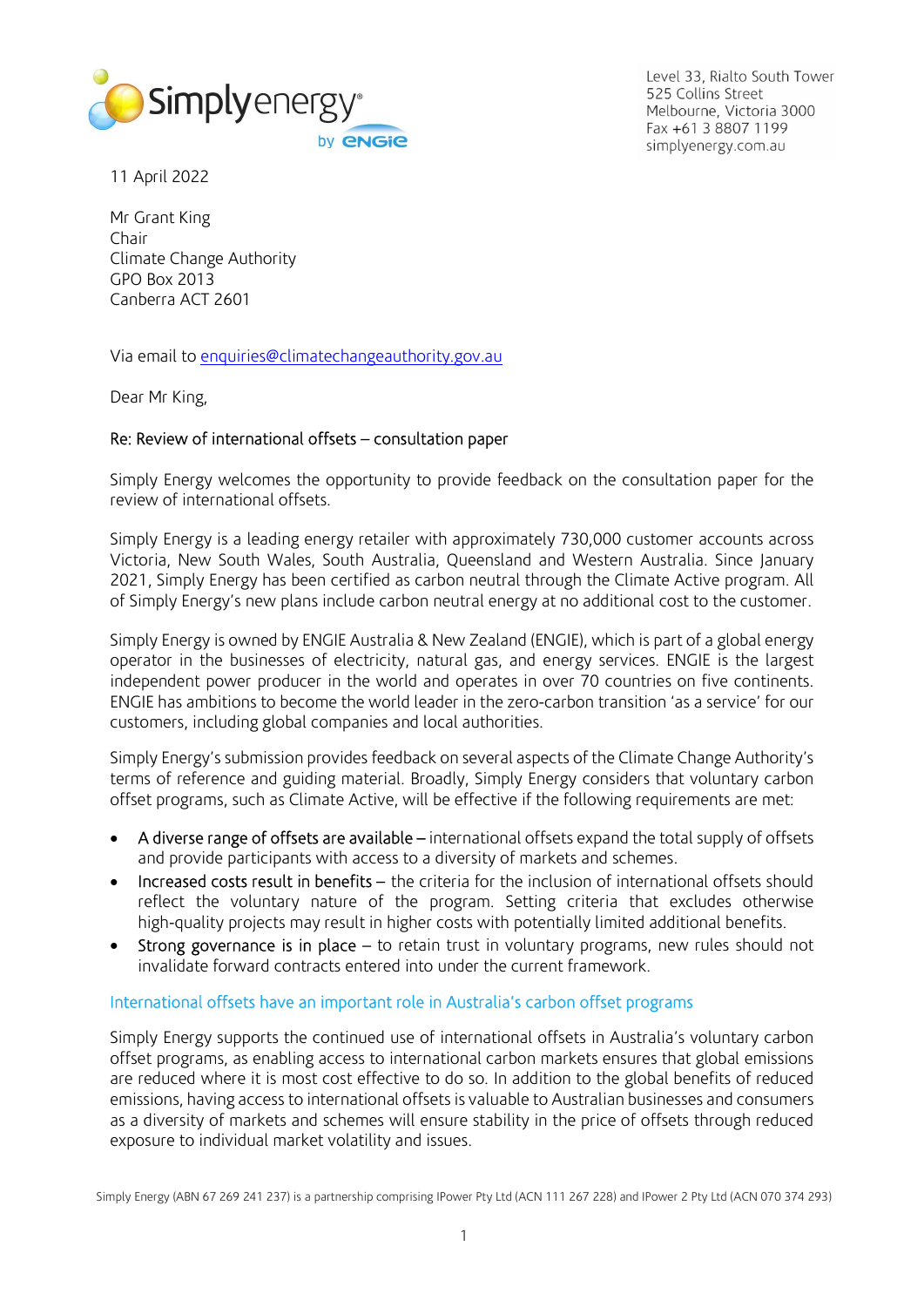Level 33, Rialto South Tower
525 Collins Street
Melbourne, Victoria 3000
Fax +61 3 8807 1199
simplyenergy.com.au

11 April 2022

Mr Grant King
Chair
Climate Change Authority
GPO Box 2013
Canberra ACT 2601

Via email to enquiries@climatechangeauthority.gov.au

Dear Mr King,

Re: Review of international offsets – consultation paper

Simply Energy welcomes the opportunity to provide feedback on the consultation paper for the review of international offsets.

Simply Energy is a leading energy retailer with approximately 730,000 customer accounts across Victoria, New South Wales, South Australia, Queensland and Western Australia. Since January 2021, Simply Energy has been certified as carbon neutral through the Climate Active program. All of Simply Energy's new plans include carbon neutral energy at no additional cost to the customer.

Simply Energy is owned by ENGIE Australia & New Zealand (ENGIE), which is part of a global energy operator in the businesses of electricity, natural gas, and energy services. ENGIE is the largest independent power producer in the world and operates in over 70 countries on five continents. ENGIE has ambitions to become the world leader in the zero-carbon transition 'as a service' for our customers, including global companies and local authorities.

Simply Energy's submission provides feedback on several aspects of the Climate Change Authority's terms of reference and guiding material. Broadly, Simply Energy considers that voluntary carbon offset programs, such as Climate Active, will be effective if the following requirements are met:

- A diverse range of offsets are available – international offsets expand the total supply of offsets and provide participants with access to a diversity of markets and schemes.
- Increased costs result in benefits – the criteria for the inclusion of international offsets should reflect the voluntary nature of the program. Setting criteria that excludes otherwise high-quality projects may result in higher costs with potentially limited additional benefits.
- Strong governance is in place – to retain trust in voluntary programs, new rules should not invalidate forward contracts entered into under the current framework.

## International offsets have an important role in Australia's carbon offset programs

Simply Energy supports the continued use of international offsets in Australia's voluntary carbon offset programs, as enabling access to international carbon markets ensures that global emissions are reduced where it is most cost effective to do so. In addition to the global benefits of reduced emissions, having access to international offsets is valuable to Australian businesses and consumers as a diversity of markets and schemes will ensure stability in the price of offsets through reduced exposure to individual market volatility and issues.

Simply Energy (ABN 67 269 241 237) is a partnership comprising IPower Pty Ltd (ACN 111 267 228) and IPower 2 Pty Ltd (ACN 070 374 293)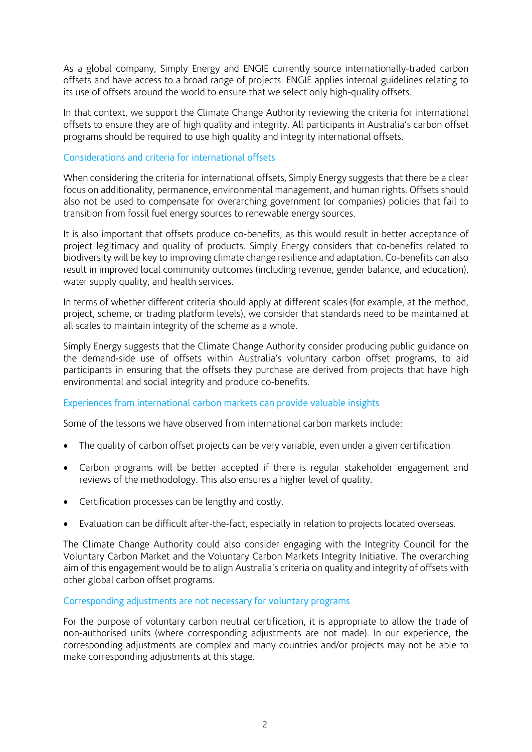As a global company, Simply Energy and ENGIE currently source internationally-traded carbon offsets and have access to a broad range of projects. ENGIE applies internal guidelines relating to its use of offsets around the world to ensure that we select only high-quality offsets.

In that context, we support the Climate Change Authority reviewing the criteria for international offsets to ensure they are of high quality and integrity. All participants in Australia's carbon offset programs should be required to use high quality and integrity international offsets.

### Considerations and criteria for international offsets

When considering the criteria for international offsets, Simply Energy suggests that there be a clear focus on additionality, permanence, environmental management, and human rights. Offsets should also not be used to compensate for overarching government (or companies) policies that fail to transition from fossil fuel energy sources to renewable energy sources.

It is also important that offsets produce co-benefits, as this would result in better acceptance of project legitimacy and quality of products. Simply Energy considers that co-benefits related to biodiversity will be key to improving climate change resilience and adaptation. Co-benefits can also result in improved local community outcomes (including revenue, gender balance, and education), water supply quality, and health services.

In terms of whether different criteria should apply at different scales (for example, at the method, project, scheme, or trading platform levels), we consider that standards need to be maintained at all scales to maintain integrity of the scheme as a whole.

Simply Energy suggests that the Climate Change Authority consider producing public guidance on the demand-side use of offsets within Australia's voluntary carbon offset programs, to aid participants in ensuring that the offsets they purchase are derived from projects that have high environmental and social integrity and produce co-benefits.

### Experiences from international carbon markets can provide valuable insights

Some of the lessons we have observed from international carbon markets include:

- The quality of carbon offset projects can be very variable, even under a given certification
- Carbon programs will be better accepted if there is regular stakeholder engagement and reviews of the methodology. This also ensures a higher level of quality.
- Certification processes can be lengthy and costly.
- Evaluation can be difficult after-the-fact, especially in relation to projects located overseas.

The Climate Change Authority could also consider engaging with the Integrity Council for the Voluntary Carbon Market and the Voluntary Carbon Markets Integrity Initiative. The overarching aim of this engagement would be to align Australia's criteria on quality and integrity of offsets with other global carbon offset programs.

### Corresponding adjustments are not necessary for voluntary programs

For the purpose of voluntary carbon neutral certification, it is appropriate to allow the trade of non-authorised units (where corresponding adjustments are not made). In our experience, the corresponding adjustments are complex and many countries and/or projects may not be able to make corresponding adjustments at this stage.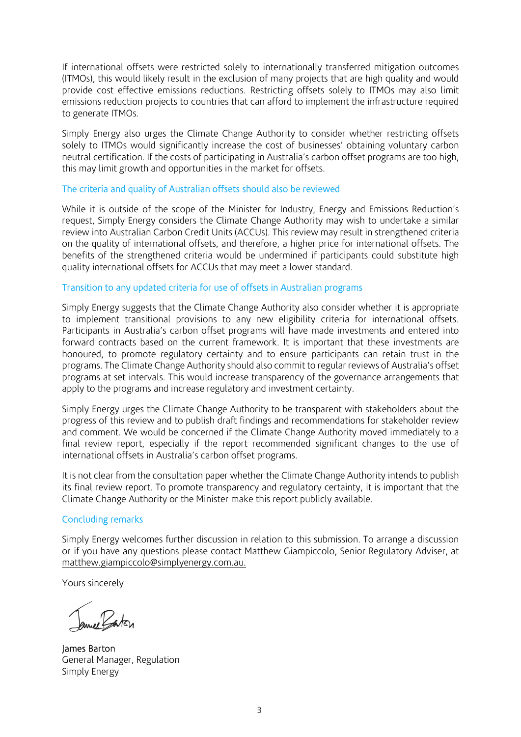If international offsets were restricted solely to internationally transferred mitigation outcomes (ITMOs), this would likely result in the exclusion of many projects that are high quality and would provide cost effective emissions reductions. Restricting offsets solely to ITMOs may also limit emissions reduction projects to countries that can afford to implement the infrastructure required to generate ITMOs.

Simply Energy also urges the Climate Change Authority to consider whether restricting offsets solely to ITMOs would significantly increase the cost of businesses' obtaining voluntary carbon neutral certification. If the costs of participating in Australia's carbon offset programs are too high, this may limit growth and opportunities in the market for offsets.

## The criteria and quality of Australian offsets should also be reviewed

While it is outside of the scope of the Minister for Industry, Energy and Emissions Reduction's request, Simply Energy considers the Climate Change Authority may wish to undertake a similar review into Australian Carbon Credit Units (ACCUs). This review may result in strengthened criteria on the quality of international offsets, and therefore, a higher price for international offsets. The benefits of the strengthened criteria would be undermined if participants could substitute high quality international offsets for ACCUs that may meet a lower standard.

## Transition to any updated criteria for use of offsets in Australian programs

Simply Energy suggests that the Climate Change Authority also consider whether it is appropriate to implement transitional provisions to any new eligibility criteria for international offsets. Participants in Australia's carbon offset programs will have made investments and entered into forward contracts based on the current framework. It is important that these investments are honoured, to promote regulatory certainty and to ensure participants can retain trust in the programs. The Climate Change Authority should also commit to regular reviews of Australia's offset programs at set intervals. This would increase transparency of the governance arrangements that apply to the programs and increase regulatory and investment certainty.

Simply Energy urges the Climate Change Authority to be transparent with stakeholders about the progress of this review and to publish draft findings and recommendations for stakeholder review and comment. We would be concerned if the Climate Change Authority moved immediately to a final review report, especially if the report recommended significant changes to the use of international offsets in Australia's carbon offset programs.

It is not clear from the consultation paper whether the Climate Change Authority intends to publish its final review report. To promote transparency and regulatory certainty, it is important that the Climate Change Authority or the Minister make this report publicly available.

## Concluding remarks

Simply Energy welcomes further discussion in relation to this submission. To arrange a discussion or if you have any questions please contact Matthew Giampiccolo, Senior Regulatory Adviser, at matthew.giampiccolo@simplyenergy.com.au.

Yours sincerely

James Barton
General Manager, Regulation
Simply Energy